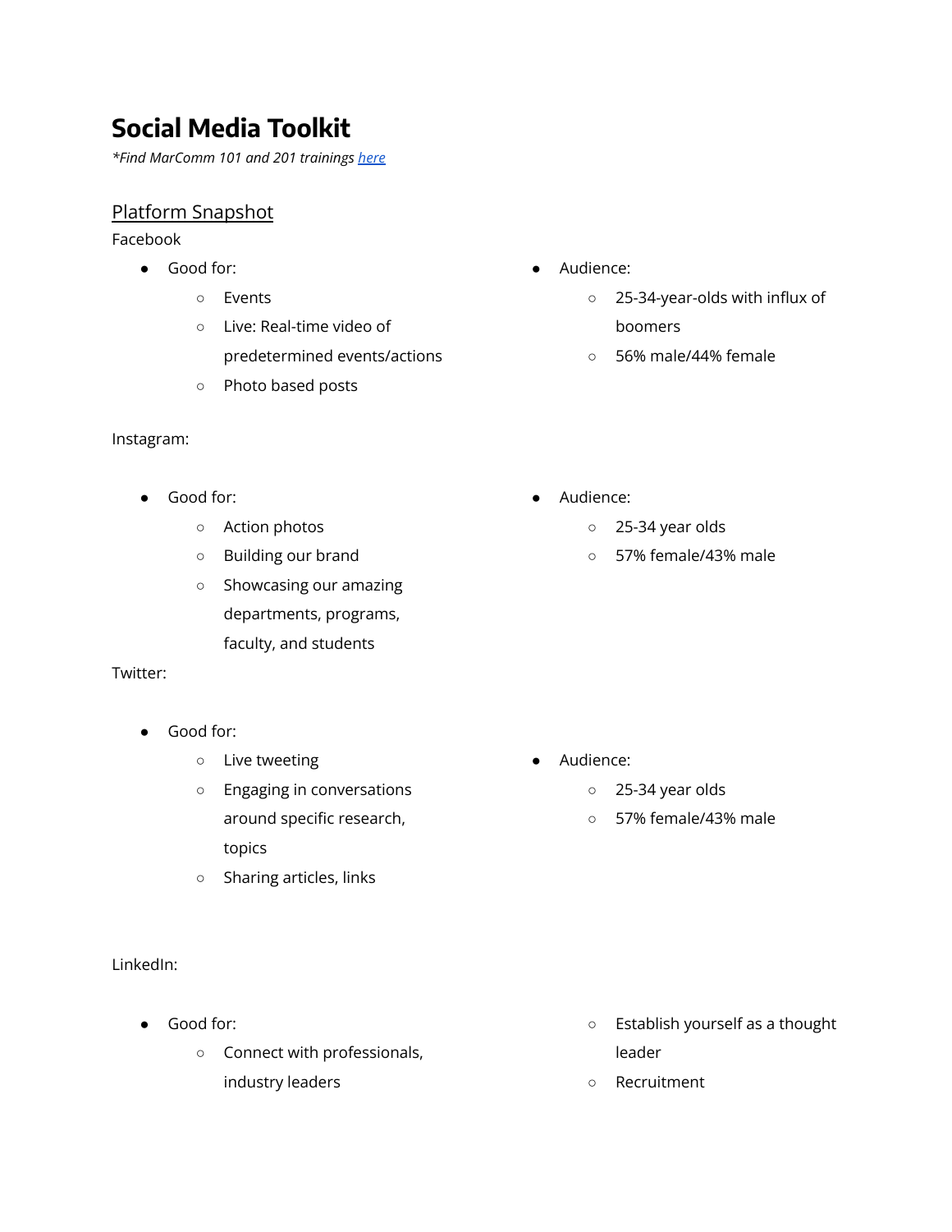# Social Media Toolkit

*\*Find MarComm 101 and 201 trainings [here](#)*

## Platform Snapshot

Facebook

- Good for:
  - Events
  - Live: Real-time video of predetermined events/actions
  - Photo based posts
- Audience:
  - 25-34-year-olds with influx of boomers
  - 56% male/44% female

Instagram:

- Good for:
  - Action photos
  - Building our brand
  - Showcasing our amazing departments, programs, faculty, and students
- Audience:
  - 25-34 year olds
  - 57% female/43% male

Twitter:

- Good for:
  - Live tweeting
  - Engaging in conversations around specific research, topics
  - Sharing articles, links
- Audience:
  - 25-34 year olds
  - 57% female/43% male

LinkedIn:

- Good for:
  - Connect with professionals, industry leaders
  - Establish yourself as a thought leader
  - Recruitment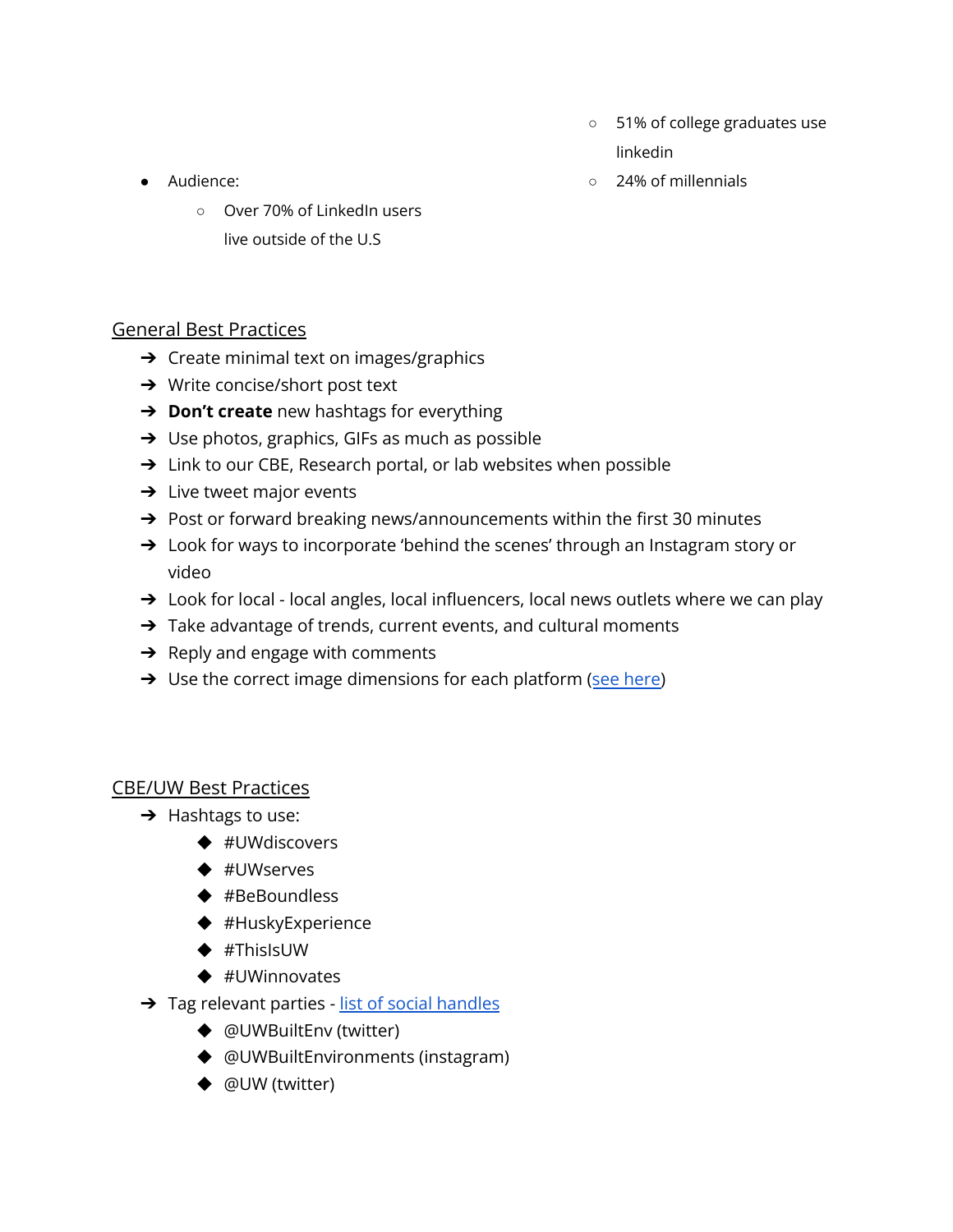- Audience:
  - Over 70% of LinkedIn users live outside of the U.S
  - 51% of college graduates use linkedin
  - 24% of millennials

## General Best Practices

- Create minimal text on images/graphics
- Write concise/short post text
- **Don't create** new hashtags for everything
- Use photos, graphics, GIFs as much as possible
- Link to our CBE, Research portal, or lab websites when possible
- Live tweet major events
- Post or forward breaking news/announcements within the first 30 minutes
- Look for ways to incorporate 'behind the scenes' through an Instagram story or video
- Look for local - local angles, local influencers, local news outlets where we can play
- Take advantage of trends, current events, and cultural moments
- Reply and engage with comments
- Use the correct image dimensions for each platform (see here)

## CBE/UW Best Practices

- Hashtags to use:
  - #UWdiscovers
  - #UWserves
  - #BeBoundless
  - #HuskyExperience
  - #ThisIsUW
  - #UWinnovates
- Tag relevant parties - list of social handles
  - @UWBuiltEnv (twitter)
  - @UWBuiltEnvironments (instagram)
  - @UW (twitter)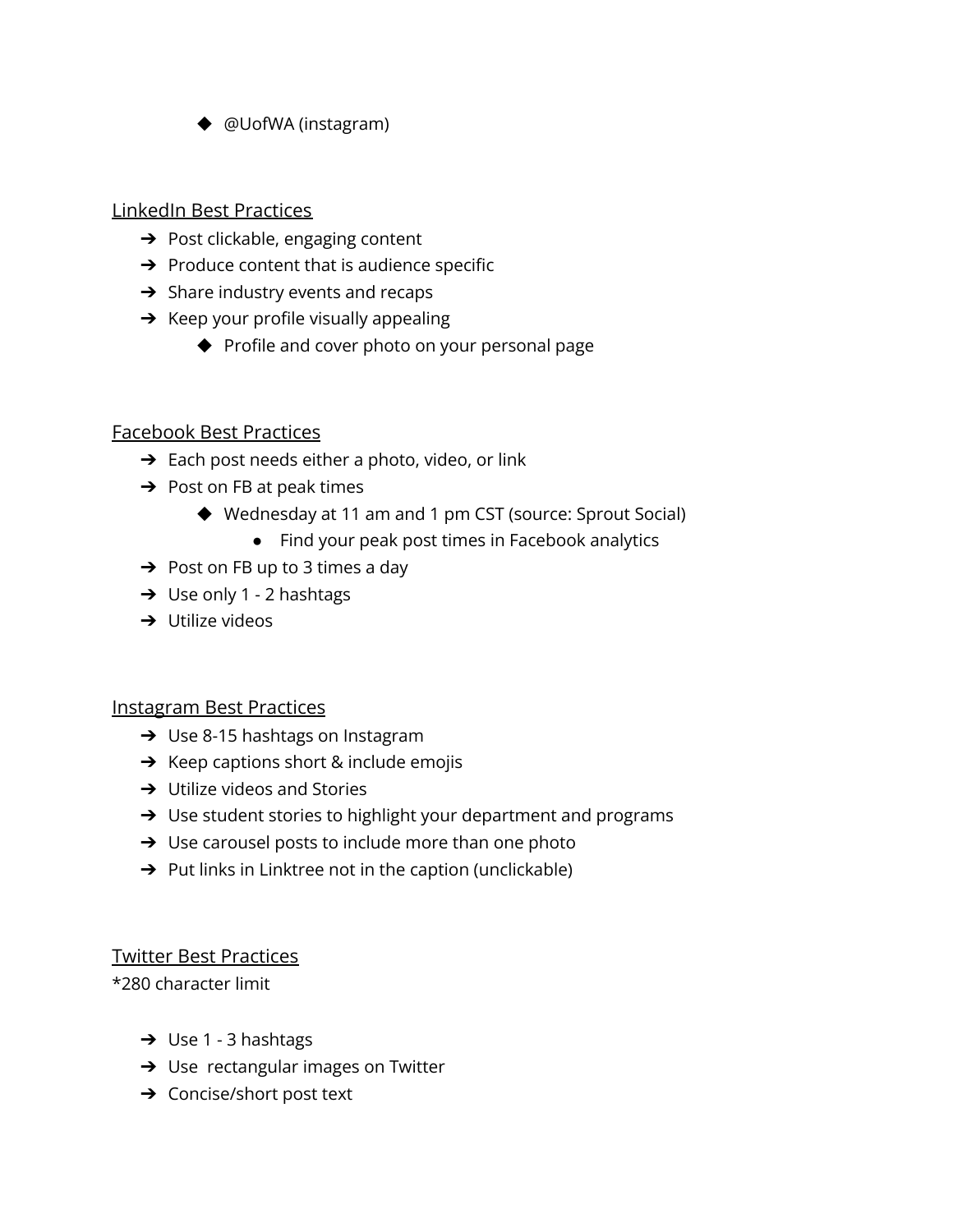- @UofWA (instagram)

LinkedIn Best Practices

- Post clickable, engaging content
- Produce content that is audience specific
- Share industry events and recaps
- Keep your profile visually appealing
    - Profile and cover photo on your personal page

Facebook Best Practices

- Each post needs either a photo, video, or link
- Post on FB at peak times
    - Wednesday at 11 am and 1 pm CST (source: Sprout Social)
        - Find your peak post times in Facebook analytics
- Post on FB up to 3 times a day
- Use only 1 - 2 hashtags
- Utilize videos

Instagram Best Practices

- Use 8-15 hashtags on Instagram
- Keep captions short & include emojis
- Utilize videos and Stories
- Use student stories to highlight your department and programs
- Use carousel posts to include more than one photo
- Put links in Linktree not in the caption (unclickable)

Twitter Best Practices

*280 character limit

- Use 1 - 3 hashtags
- Use rectangular images on Twitter
- Concise/short post text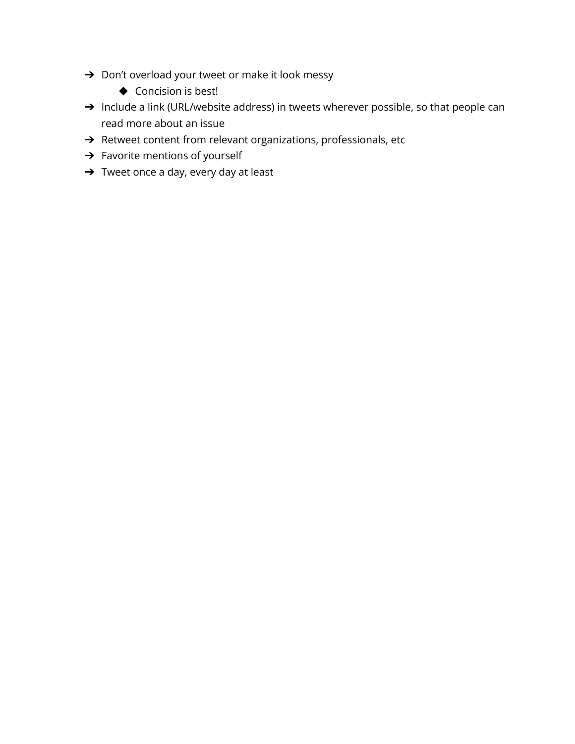- Don’t overload your tweet or make it look messy
  - Concision is best!
- Include a link (URL/website address) in tweets wherever possible, so that people can read more about an issue
- Retweet content from relevant organizations, professionals, etc
- Favorite mentions of yourself
- Tweet once a day, every day at least